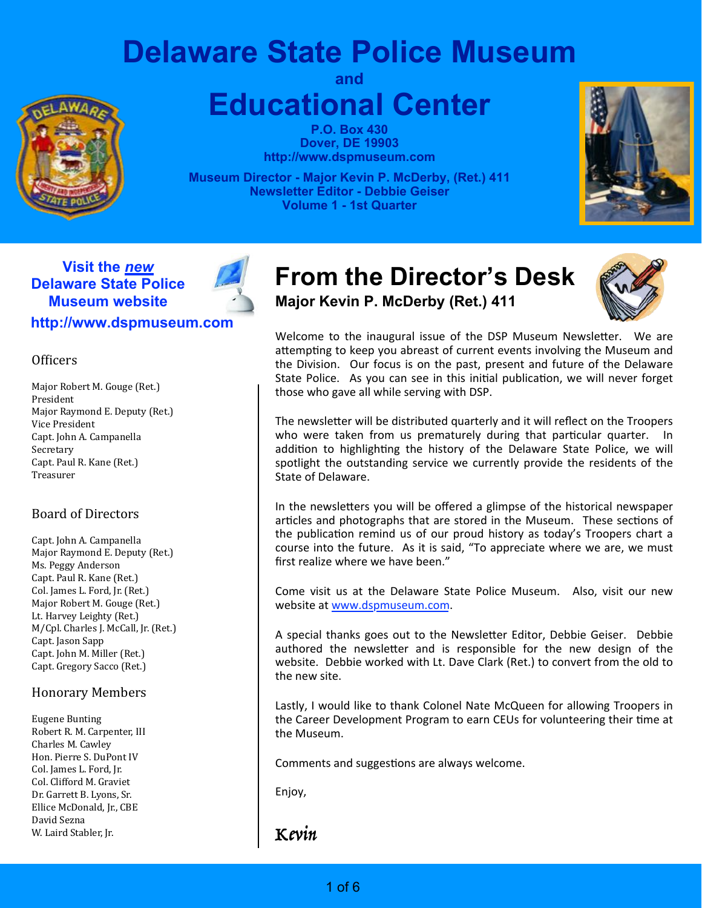# Delaware State Police Museum

and

# Educational Center

**P.O. Box 430**
**Dover, DE 19903**
**http://www.dspmuseum.com**

**Museum Director - Major Kevin P. McDerby, (Ret.) 411**
**Newsletter Editor - Debbie Geiser**
**Volume 1 - 1st Quarter**

**Visit the *new* Delaware State Police Museum website**

**http://www.dspmuseum.com**

### Officers

Major Robert M. Gouge (Ret.)
President
Major Raymond E. Deputy (Ret.)
Vice President
Capt. John A. Campanella
Secretary
Capt. Paul R. Kane (Ret.)
Treasurer

### Board of Directors

Capt. John A. Campanella
Major Raymond E. Deputy (Ret.)
Ms. Peggy Anderson
Capt. Paul R. Kane (Ret.)
Col. James L. Ford, Jr. (Ret.)
Major Robert M. Gouge (Ret.)
Lt. Harvey Leighty (Ret.)
M/Cpl. Charles J. McCall, Jr. (Ret.)
Capt. Jason Sapp
Capt. John M. Miller (Ret.)
Capt. Gregory Sacco (Ret.)

### Honorary Members

Eugene Bunting
Robert R. M. Carpenter, III
Charles M. Cawley
Hon. Pierre S. DuPont IV
Col. James L. Ford, Jr.
Col. Clifford M. Graviet
Dr. Garrett B. Lyons, Sr.
Ellice McDonald, Jr., CBE
David Sezna
W. Laird Stabler, Jr.

## From the Director's Desk

**Major Kevin P. McDerby (Ret.) 411**

Welcome to the inaugural issue of the DSP Museum Newsletter. We are attempting to keep you abreast of current events involving the Museum and the Division. Our focus is on the past, present and future of the Delaware State Police. As you can see in this initial publication, we will never forget those who gave all while serving with DSP.

The newsletter will be distributed quarterly and it will reflect on the Troopers who were taken from us prematurely during that particular quarter. In addition to highlighting the history of the Delaware State Police, we will spotlight the outstanding service we currently provide the residents of the State of Delaware.

In the newsletters you will be offered a glimpse of the historical newspaper articles and photographs that are stored in the Museum. These sections of the publication remind us of our proud history as today's Troopers chart a course into the future. As it is said, "To appreciate where we are, we must first realize where we have been."

Come visit us at the Delaware State Police Museum. Also, visit our new website at www.dspmuseum.com.

A special thanks goes out to the Newsletter Editor, Debbie Geiser. Debbie authored the newsletter and is responsible for the new design of the website. Debbie worked with Lt. Dave Clark (Ret.) to convert from the old to the new site.

Lastly, I would like to thank Colonel Nate McQueen for allowing Troopers in the Career Development Program to earn CEUs for volunteering their time at the Museum.

Comments and suggestions are always welcome.

Enjoy,

*Kevin*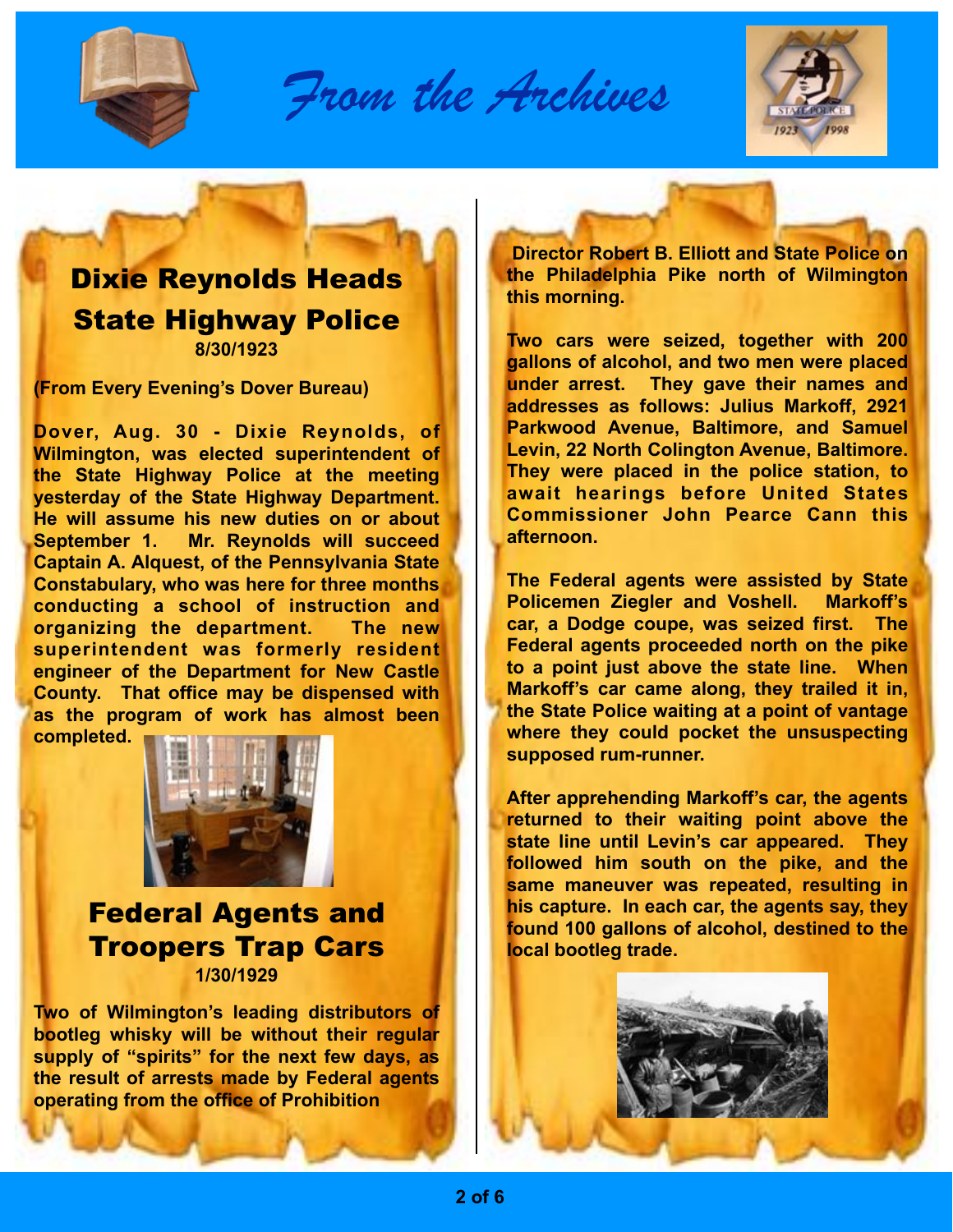# From the Archives

## Dixie Reynolds Heads State Highway Police

**8/30/1923**

**(From Every Evening's Dover Bureau)**

**Dover, Aug. 30 - Dixie Reynolds, of Wilmington, was elected superintendent of the State Highway Police at the meeting yesterday of the State Highway Department. He will assume his new duties on or about September 1. Mr. Reynolds will succeed Captain A. Alquest, of the Pennsylvania State Constabulary, who was here for three months conducting a school of instruction and organizing the department. The new superintendent was formerly resident engineer of the Department for New Castle County. That office may be dispensed with as the program of work has almost been completed.**

## Federal Agents and Troopers Trap Cars

**1/30/1929**

**Two of Wilmington's leading distributors of bootleg whisky will be without their regular supply of "spirits" for the next few days, as the result of arrests made by Federal agents operating from the office of Prohibition Director Robert B. Elliott and State Police on the Philadelphia Pike north of Wilmington this morning.**

**Two cars were seized, together with 200 gallons of alcohol, and two men were placed under arrest. They gave their names and addresses as follows: Julius Markoff, 2921 Parkwood Avenue, Baltimore, and Samuel Levin, 22 North Colington Avenue, Baltimore. They were placed in the police station, to await hearings before United States Commissioner John Pearce Cann this afternoon.**

**The Federal agents were assisted by State Policemen Ziegler and Voshell. Markoff's car, a Dodge coupe, was seized first. The Federal agents proceeded north on the pike to a point just above the state line. When Markoff's car came along, they trailed it in, the State Police waiting at a point of vantage where they could pocket the unsuspecting supposed rum-runner.**

**After apprehending Markoff's car, the agents returned to their waiting point above the state line until Levin's car appeared. They followed him south on the pike, and the same maneuver was repeated, resulting in his capture. In each car, the agents say, they found 100 gallons of alcohol, destined to the local bootleg trade.**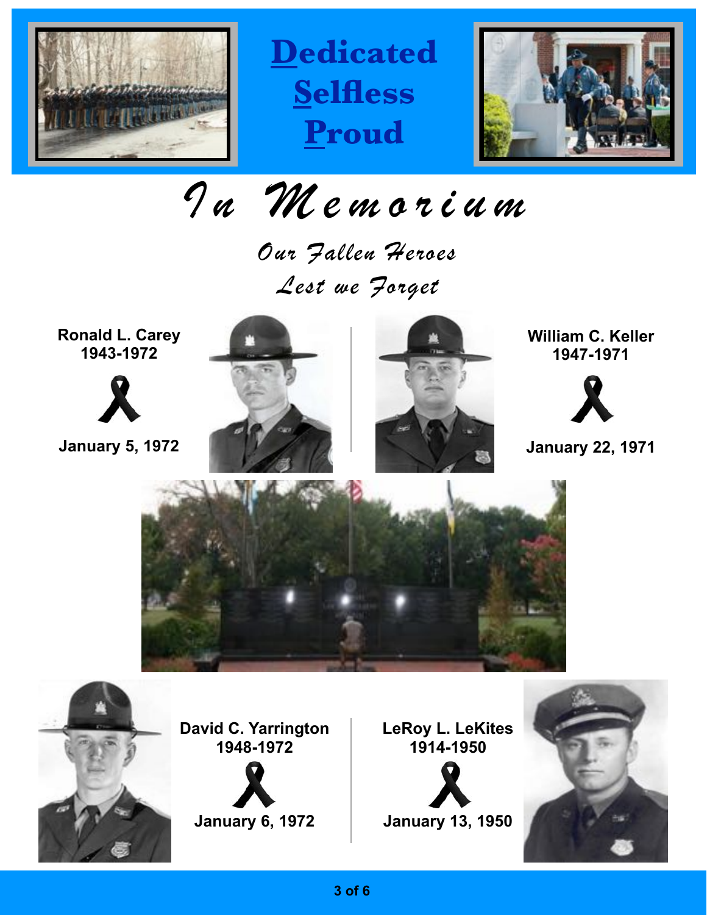# Dedicated Selfless Proud

# *In Memorium*

## *Our Fallen Heroes*

## *Lest we Forget*

**Ronald L. Carey**
**1943-1972**

**January 5, 1972**

**William C. Keller**
**1947-1971**

**January 22, 1971**

**David C. Yarrington**
**1948-1972**

**January 6, 1972**

**LeRoy L. LeKites**
**1914-1950**

**January 13, 1950**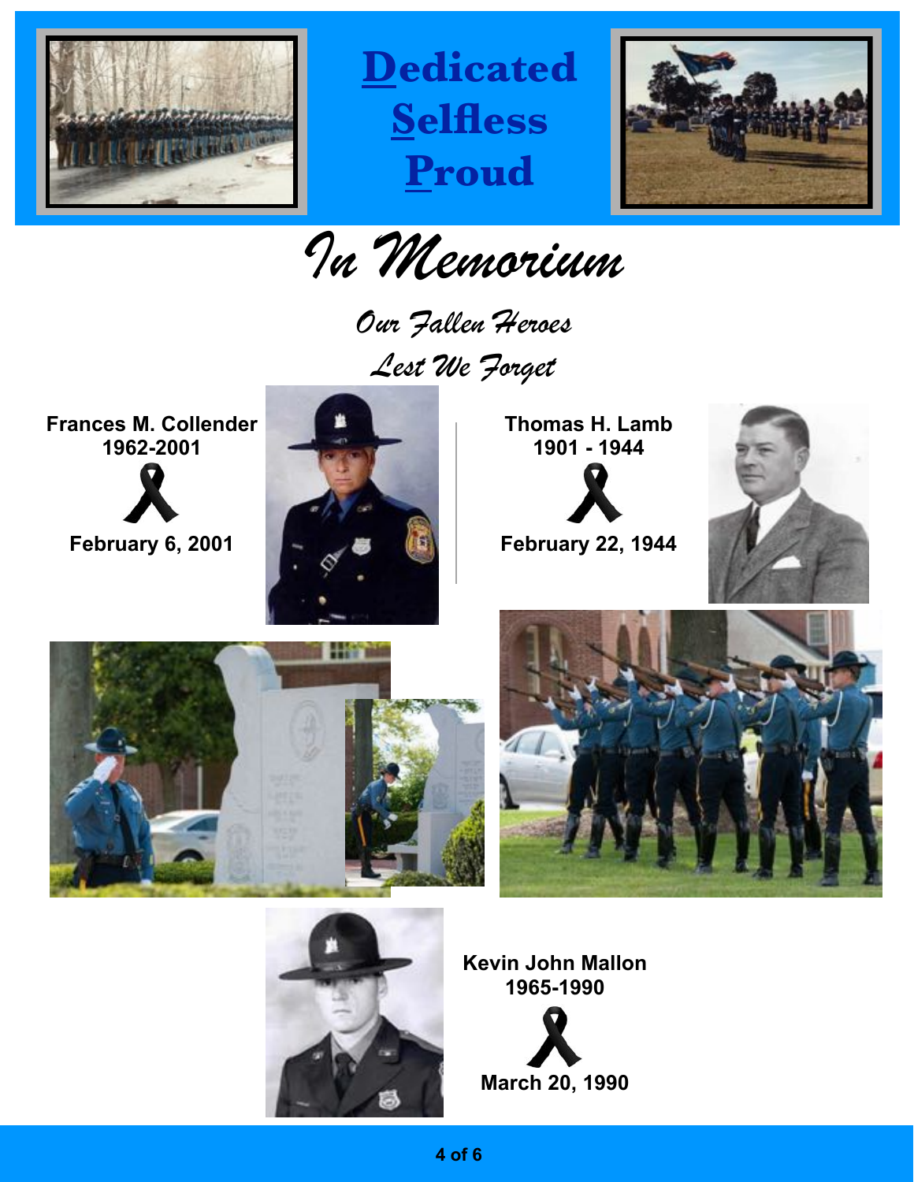# Dedicated Selfless Proud

## *In Memorium*

*Our Fallen Heroes*

*Lest We Forget*

**Frances M. Collender**
**1962-2001**

**February 6, 2001**

**Thomas H. Lamb**
**1901 - 1944**

**February 22, 1944**

**Kevin John Mallon**
**1965-1990**

**March 20, 1990**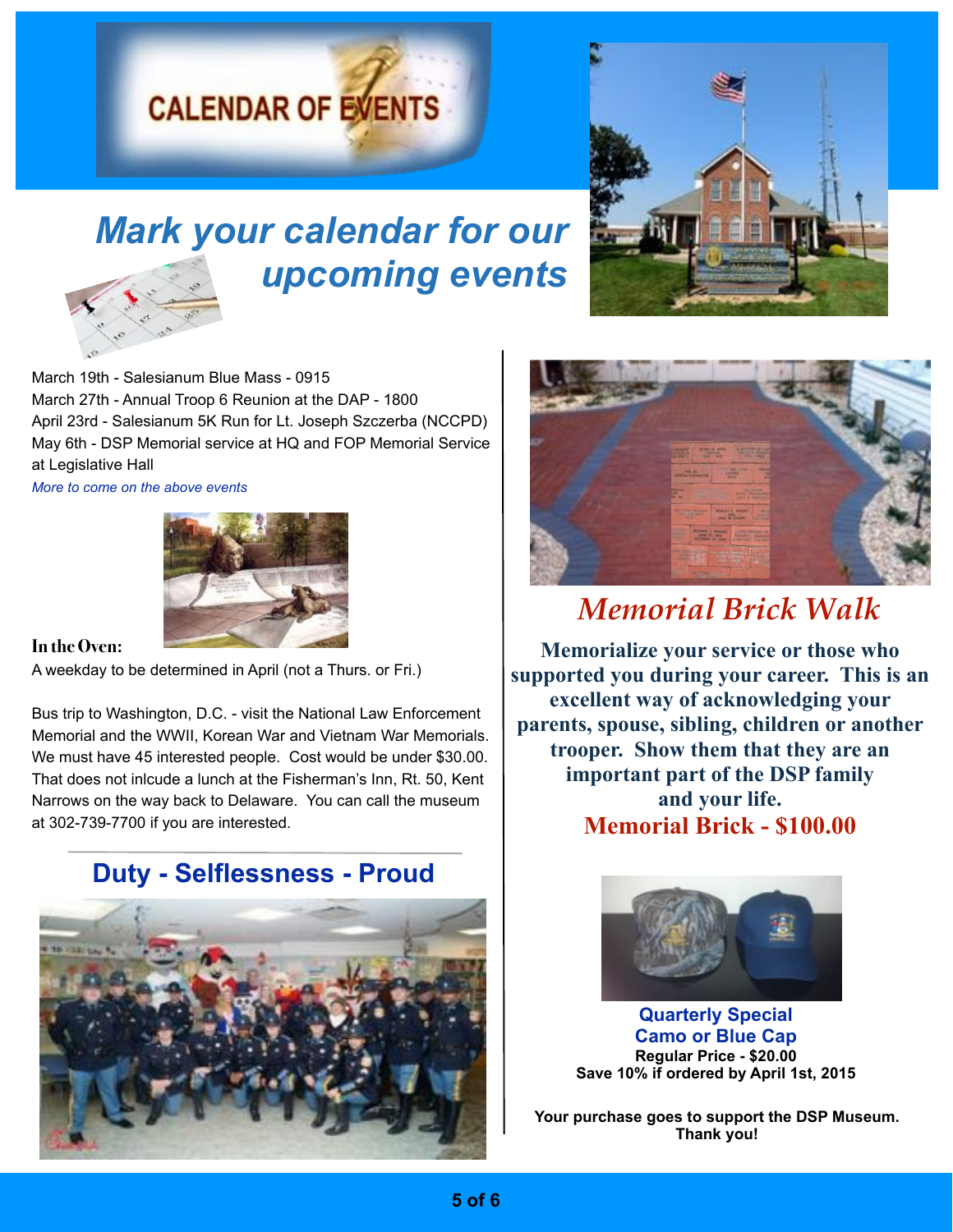# CALENDAR OF EVENTS

## *Mark your calendar for our upcoming events*

March 19th - Salesianum Blue Mass - 0915
March 27th - Annual Troop 6 Reunion at the DAP - 1800
April 23rd - Salesianum 5K Run for Lt. Joseph Szczerba (NCCPD)
May 6th - DSP Memorial service at HQ and FOP Memorial Service at Legislative Hall

*More to come on the above events*

**In the Oven:**

A weekday to be determined in April (not a Thurs. or Fri.)

Bus trip to Washington, D.C. - visit the National Law Enforcement Memorial and the WWII, Korean War and Vietnam War Memorials. We must have 45 interested people. Cost would be under $30.00. That does not inlcude a lunch at the Fisherman's Inn, Rt. 50, Kent Narrows on the way back to Delaware. You can call the museum at 302-739-7700 if you are interested.

## Duty - Selflessness - Proud

## *Memorial Brick Walk*

**Memorialize your service or those who supported you during your career. This is an excellent way of acknowledging your parents, spouse, sibling, children or another trooper. Show them that they are an important part of the DSP family and your life.**

**Memorial Brick - $100.00**

**Quarterly Special**
**Camo or Blue Cap**
**Regular Price - $20.00**
**Save 10% if ordered by April 1st, 2015**

**Your purchase goes to support the DSP Museum. Thank you!**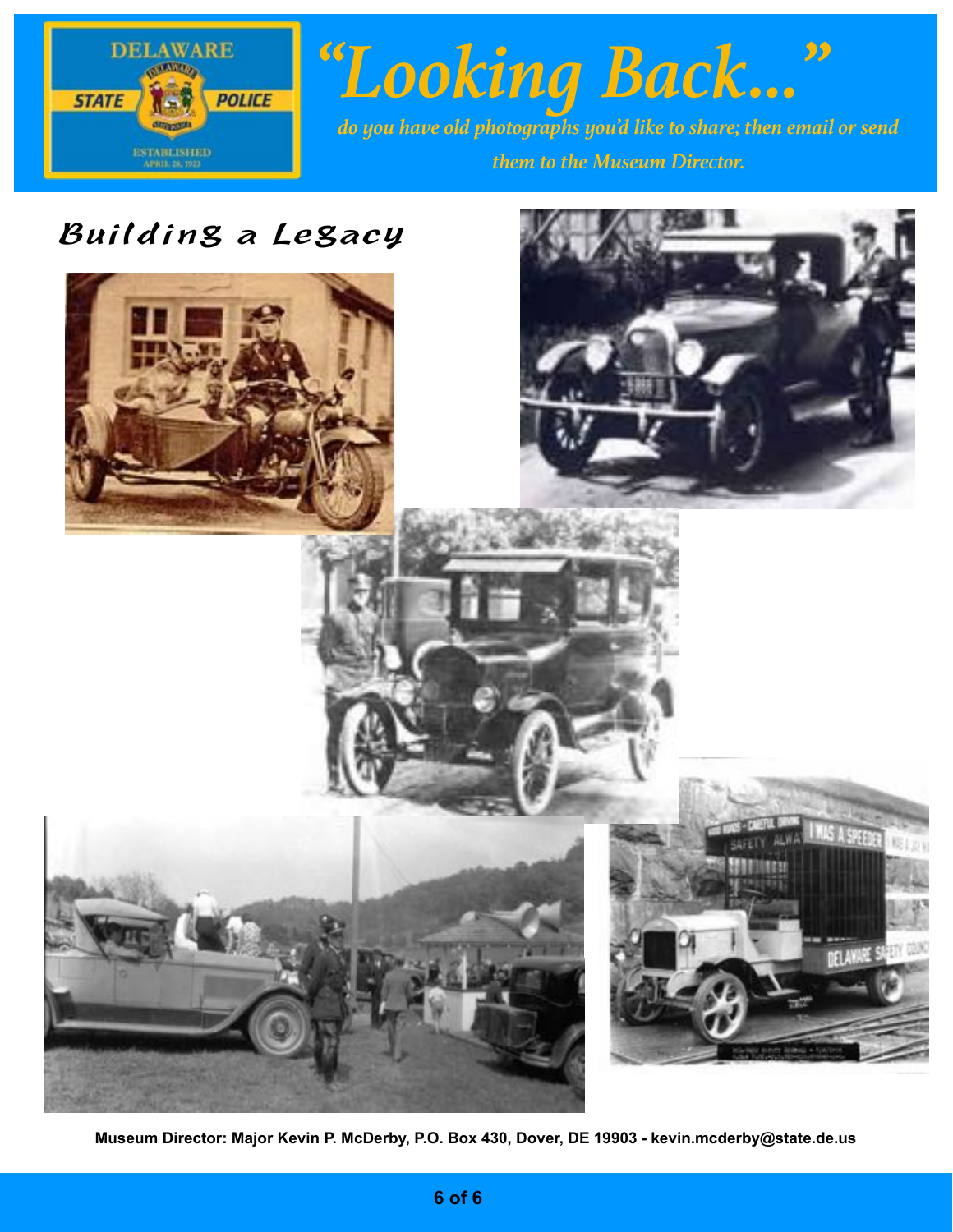# "Looking Back..."

*do you have old photographs you'd like to share; then email or send them to the Museum Director.*

## Building a Legacy

**Museum Director: Major Kevin P. McDerby, P.O. Box 430, Dover, DE 19903 - kevin.mcderby@state.de.us**